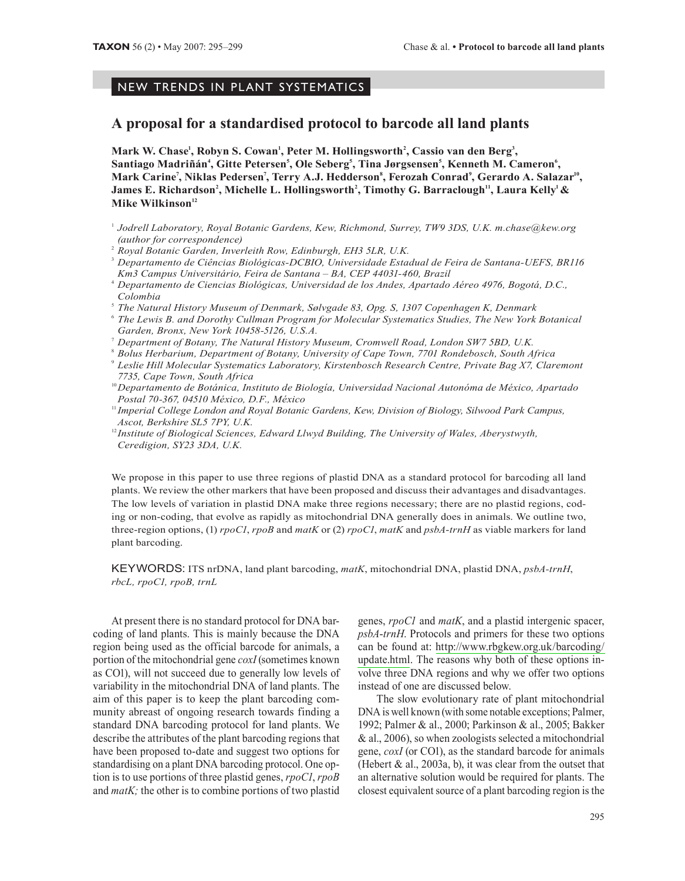NEW TRENDS IN PLANT SYSTEMATICS

# A proposal for a standardised protocol to barcode all land plants

**Mark W. Chase[1], Robyn S. Cowan[1], Peter M. Hollingsworth[2], Cassio van den Berg[3], Santiago Madriñán[4], Gitte Petersen[5], Ole Seberg[5], Tina Jørgsensen[5], Kenneth M. Cameron[6], Mark Carine[7], Niklas Pedersen[7], Terry A.J. Hedderson[8], Ferozah Conrad[9], Gerardo A. Salazar[10], James E. Richardson[2], Michelle L. Hollingsworth[2], Timothy G. Barraclough[11], Laura Kelly[1] & Mike Wilkinson[12]**

[1] *Jodrell Laboratory, Royal Botanic Gardens, Kew, Richmond, Surrey, TW9 3DS, U.K. m.chase@kew.org (author for correspondence)*
[2] *Royal Botanic Garden, Inverleith Row, Edinburgh, EH3 5LR, U.K.*
[3] *Departamento de Ciências Biológicas-DCBIO, Universidade Estadual de Feira de Santana-UEFS, BR116 Km3 Campus Universitário, Feira de Santana – BA, CEP 44031-460, Brazil*
[4] *Departamento de Ciencias Biológicas, Universidad de los Andes, Apartado Aéreo 4976, Bogotá, D.C., Colombia*
[5] *The Natural History Museum of Denmark, Sølvgade 83, Opg. S, 1307 Copenhagen K, Denmark*
[6] *The Lewis B. and Dorothy Cullman Program for Molecular Systematics Studies, The New York Botanical Garden, Bronx, New York 10458-5126, U.S.A.*
[7] *Department of Botany, The Natural History Museum, Cromwell Road, London SW7 5BD, U.K.*
[8] *Bolus Herbarium, Department of Botany, University of Cape Town, 7701 Rondebosch, South Africa*
[9] *Leslie Hill Molecular Systematics Laboratory, Kirstenbosch Research Centre, Private Bag X7, Claremont 7735, Cape Town, South Africa*
[10] *Departamento de Botánica, Instituto de Biología, Universidad Nacional Autonóma de México, Apartado Postal 70-367, 04510 México, D.F., México*
[11] *Imperial College London and Royal Botanic Gardens, Kew, Division of Biology, Silwood Park Campus, Ascot, Berkshire SL5 7PY, U.K.*
[12] *Institute of Biological Sciences, Edward Llwyd Building, The University of Wales, Aberystwyth, Ceredigion, SY23 3DA, U.K.*

We propose in this paper to use three regions of plastid DNA as a standard protocol for barcoding all land plants. We review the other markers that have been proposed and discuss their advantages and disadvantages. The low levels of variation in plastid DNA make three regions necessary; there are no plastid regions, coding or non-coding, that evolve as rapidly as mitochondrial DNA generally does in animals. We outline two, three-region options, (1) *rpoC1*, *rpoB* and *matK* or (2) *rpoC1*, *matK* and *psbA-trnH* as viable markers for land plant barcoding.

KEYWORDS: ITS nrDNA, land plant barcoding, *matK*, mitochondrial DNA, plastid DNA, *psbA-trnH*, *rbcL, rpoC1, rpoB, trnL*

At present there is no standard protocol for DNA barcoding of land plants. This is mainly because the DNA region being used as the official barcode for animals, a portion of the mitochondrial gene *coxI* (sometimes known as CO1), will not succeed due to generally low levels of variability in the mitochondrial DNA of land plants. The aim of this paper is to keep the plant barcoding community abreast of ongoing research towards finding a standard DNA barcoding protocol for land plants. We describe the attributes of the plant barcoding regions that have been proposed to-date and suggest two options for standardising on a plant DNA barcoding protocol. One option is to use portions of three plastid genes, *rpoC1*, *rpoB* and *matK;* the other is to combine portions of two plastid genes, *rpoC1* and *matK*, and a plastid intergenic spacer, *psbA-trnH*. Protocols and primers for these two options can be found at: http://www.rbgkew.org.uk/barcoding/update.html. The reasons why both of these options involve three DNA regions and why we offer two options instead of one are discussed below.

The slow evolutionary rate of plant mitochondrial DNA is well known (with some notable exceptions; Palmer, 1992; Palmer & al., 2000; Parkinson & al., 2005; Bakker & al., 2006), so when zoologists selected a mitochondrial gene, *coxI* (or CO1), as the standard barcode for animals (Hebert & al., 2003a, b), it was clear from the outset that an alternative solution would be required for plants. The closest equivalent source of a plant barcoding region is the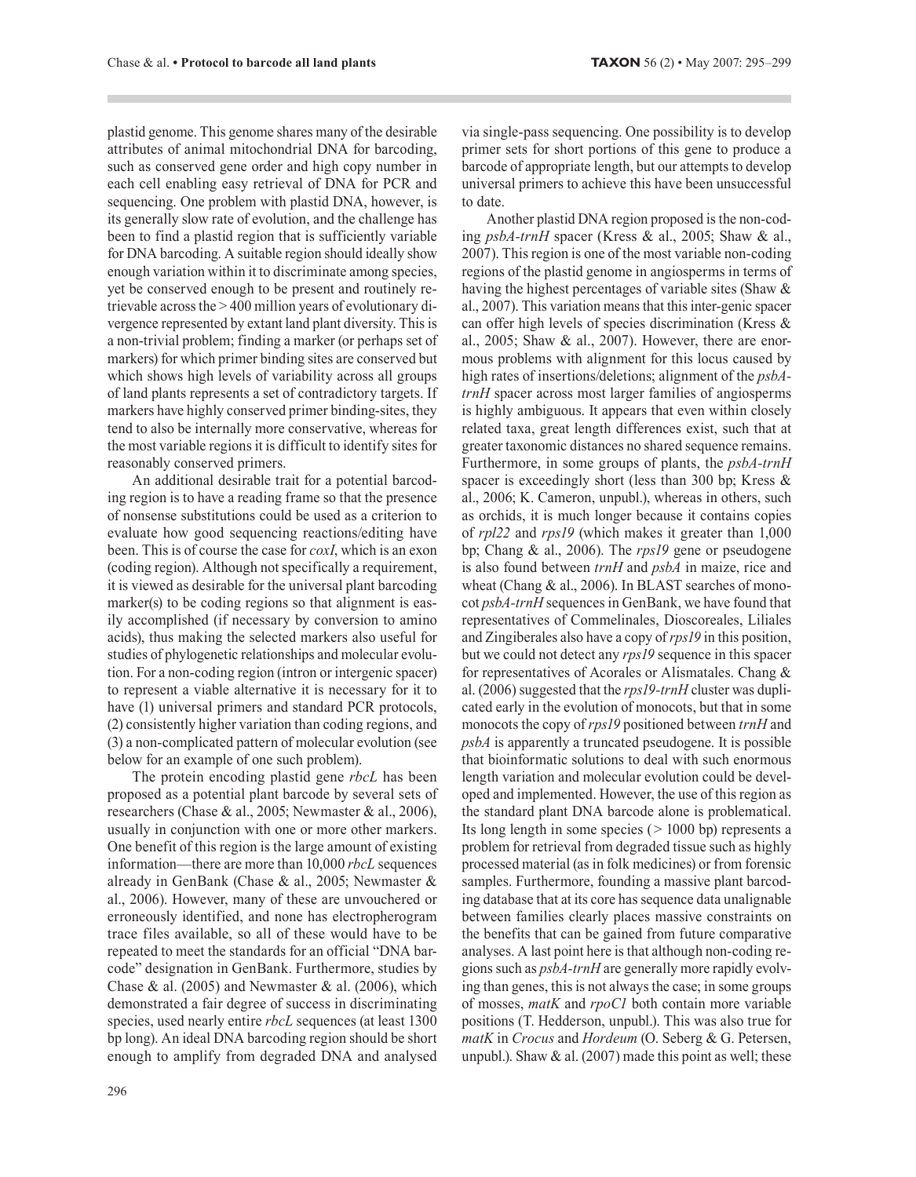plastid genome. This genome shares many of the desirable attributes of animal mitochondrial DNA for barcoding, such as conserved gene order and high copy number in each cell enabling easy retrieval of DNA for PCR and sequencing. One problem with plastid DNA, however, is its generally slow rate of evolution, and the challenge has been to find a plastid region that is sufficiently variable for DNA barcoding. A suitable region should ideally show enough variation within it to discriminate among species, yet be conserved enough to be present and routinely retrievable across the > 400 million years of evolutionary divergence represented by extant land plant diversity. This is a non-trivial problem; finding a marker (or perhaps set of markers) for which primer binding sites are conserved but which shows high levels of variability across all groups of land plants represents a set of contradictory targets. If markers have highly conserved primer binding-sites, they tend to also be internally more conservative, whereas for the most variable regions it is difficult to identify sites for reasonably conserved primers.

An additional desirable trait for a potential barcoding region is to have a reading frame so that the presence of nonsense substitutions could be used as a criterion to evaluate how good sequencing reactions/editing have been. This is of course the case for *coxI*, which is an exon (coding region). Although not specifically a requirement, it is viewed as desirable for the universal plant barcoding marker(s) to be coding regions so that alignment is easily accomplished (if necessary by conversion to amino acids), thus making the selected markers also useful for studies of phylogenetic relationships and molecular evolution. For a non-coding region (intron or intergenic spacer) to represent a viable alternative it is necessary for it to have (1) universal primers and standard PCR protocols, (2) consistently higher variation than coding regions, and (3) a non-complicated pattern of molecular evolution (see below for an example of one such problem).

The protein encoding plastid gene *rbcL* has been proposed as a potential plant barcode by several sets of researchers (Chase & al., 2005; Newmaster & al., 2006), usually in conjunction with one or more other markers. One benefit of this region is the large amount of existing information—there are more than 10,000 *rbcL* sequences already in GenBank (Chase & al., 2005; Newmaster & al., 2006). However, many of these are unvouchered or erroneously identified, and none has electropherogram trace files available, so all of these would have to be repeated to meet the standards for an official "DNA barcode" designation in GenBank. Furthermore, studies by Chase & al. (2005) and Newmaster & al. (2006), which demonstrated a fair degree of success in discriminating species, used nearly entire *rbcL* sequences (at least 1300 bp long). An ideal DNA barcoding region should be short enough to amplify from degraded DNA and analysed via single-pass sequencing. One possibility is to develop primer sets for short portions of this gene to produce a barcode of appropriate length, but our attempts to develop universal primers to achieve this have been unsuccessful to date.

Another plastid DNA region proposed is the non-coding *psbA-trnH* spacer (Kress & al., 2005; Shaw & al., 2007). This region is one of the most variable non-coding regions of the plastid genome in angiosperms in terms of having the highest percentages of variable sites (Shaw & al., 2007). This variation means that this inter-genic spacer can offer high levels of species discrimination (Kress & al., 2005; Shaw & al., 2007). However, there are enormous problems with alignment for this locus caused by high rates of insertions/deletions; alignment of the *psbA-trnH* spacer across most larger families of angiosperms is highly ambiguous. It appears that even within closely related taxa, great length differences exist, such that at greater taxonomic distances no shared sequence remains. Furthermore, in some groups of plants, the *psbA-trnH* spacer is exceedingly short (less than 300 bp; Kress & al., 2006; K. Cameron, unpubl.), whereas in others, such as orchids, it is much longer because it contains copies of *rpl22* and *rps19* (which makes it greater than 1,000 bp; Chang & al., 2006). The *rps19* gene or pseudogene is also found between *trnH* and *psbA* in maize, rice and wheat (Chang & al., 2006). In BLAST searches of monocot *psbA-trnH* sequences in GenBank, we have found that representatives of Commelinales, Dioscoreales, Liliales and Zingiberales also have a copy of *rps19* in this position, but we could not detect any *rps19* sequence in this spacer for representatives of Acorales or Alismatales. Chang & al. (2006) suggested that the *rps19-trnH* cluster was duplicated early in the evolution of monocots, but that in some monocots the copy of *rps19* positioned between *trnH* and *psbA* is apparently a truncated pseudogene. It is possible that bioinformatic solutions to deal with such enormous length variation and molecular evolution could be developed and implemented. However, the use of this region as the standard plant DNA barcode alone is problematical. Its long length in some species (> 1000 bp) represents a problem for retrieval from degraded tissue such as highly processed material (as in folk medicines) or from forensic samples. Furthermore, founding a massive plant barcoding database that at its core has sequence data unalignable between families clearly places massive constraints on the benefits that can be gained from future comparative analyses. A last point here is that although non-coding regions such as *psbA-trnH* are generally more rapidly evolving than genes, this is not always the case; in some groups of mosses, *matK* and *rpoC1* both contain more variable positions (T. Hedderson, unpubl.). This was also true for *matK* in *Crocus* and *Hordeum* (O. Seberg & G. Petersen, unpubl.). Shaw & al. (2007) made this point as well; these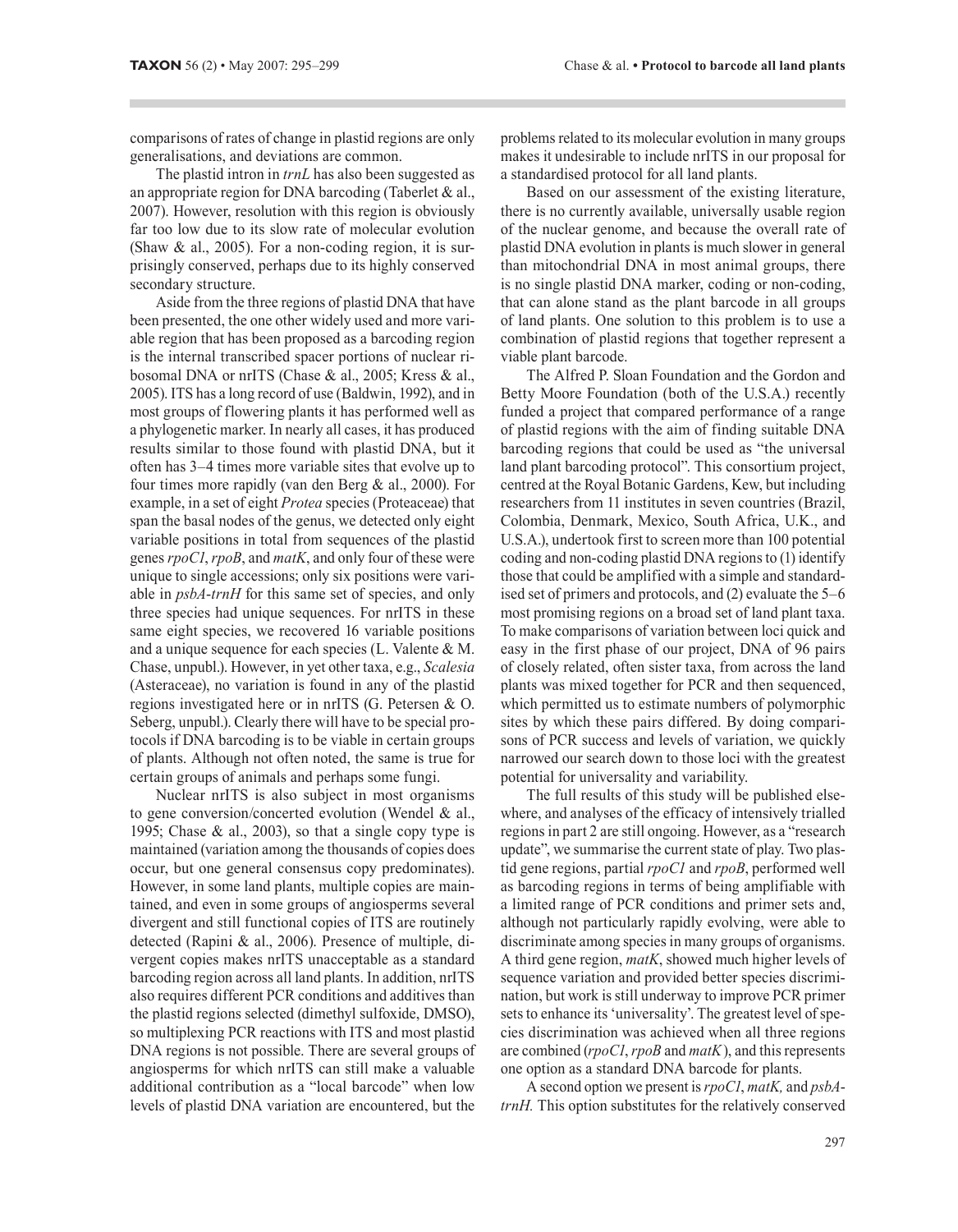comparisons of rates of change in plastid regions are only generalisations, and deviations are common.

The plastid intron in *trnL* has also been suggested as an appropriate region for DNA barcoding (Taberlet & al., 2007). However, resolution with this region is obviously far too low due to its slow rate of molecular evolution (Shaw & al., 2005). For a non-coding region, it is surprisingly conserved, perhaps due to its highly conserved secondary structure.

Aside from the three regions of plastid DNA that have been presented, the one other widely used and more variable region that has been proposed as a barcoding region is the internal transcribed spacer portions of nuclear ribosomal DNA or nrITS (Chase & al., 2005; Kress & al., 2005). ITS has a long record of use (Baldwin, 1992), and in most groups of flowering plants it has performed well as a phylogenetic marker. In nearly all cases, it has produced results similar to those found with plastid DNA, but it often has 3–4 times more variable sites that evolve up to four times more rapidly (van den Berg & al., 2000). For example, in a set of eight *Protea* species (Proteaceae) that span the basal nodes of the genus, we detected only eight variable positions in total from sequences of the plastid genes *rpoC1*, *rpoB*, and *matK*, and only four of these were unique to single accessions; only six positions were variable in *psbA-trnH* for this same set of species, and only three species had unique sequences. For nrITS in these same eight species, we recovered 16 variable positions and a unique sequence for each species (L. Valente & M. Chase, unpubl.). However, in yet other taxa, e.g., *Scalesia* (Asteraceae), no variation is found in any of the plastid regions investigated here or in nrITS (G. Petersen & O. Seberg, unpubl.). Clearly there will have to be special protocols if DNA barcoding is to be viable in certain groups of plants. Although not often noted, the same is true for certain groups of animals and perhaps some fungi.

Nuclear nrITS is also subject in most organisms to gene conversion/concerted evolution (Wendel & al., 1995; Chase & al., 2003), so that a single copy type is maintained (variation among the thousands of copies does occur, but one general consensus copy predominates). However, in some land plants, multiple copies are maintained, and even in some groups of angiosperms several divergent and still functional copies of ITS are routinely detected (Rapini & al., 2006). Presence of multiple, divergent copies makes nrITS unacceptable as a standard barcoding region across all land plants. In addition, nrITS also requires different PCR conditions and additives than the plastid regions selected (dimethyl sulfoxide, DMSO), so multiplexing PCR reactions with ITS and most plastid DNA regions is not possible. There are several groups of angiosperms for which nrITS can still make a valuable additional contribution as a "local barcode" when low levels of plastid DNA variation are encountered, but the problems related to its molecular evolution in many groups makes it undesirable to include nrITS in our proposal for a standardised protocol for all land plants.

Based on our assessment of the existing literature, there is no currently available, universally usable region of the nuclear genome, and because the overall rate of plastid DNA evolution in plants is much slower in general than mitochondrial DNA in most animal groups, there is no single plastid DNA marker, coding or non-coding, that can alone stand as the plant barcode in all groups of land plants. One solution to this problem is to use a combination of plastid regions that together represent a viable plant barcode.

The Alfred P. Sloan Foundation and the Gordon and Betty Moore Foundation (both of the U.S.A.) recently funded a project that compared performance of a range of plastid regions with the aim of finding suitable DNA barcoding regions that could be used as "the universal land plant barcoding protocol". This consortium project, centred at the Royal Botanic Gardens, Kew, but including researchers from 11 institutes in seven countries (Brazil, Colombia, Denmark, Mexico, South Africa, U.K., and U.S.A.), undertook first to screen more than 100 potential coding and non-coding plastid DNA regions to (1) identify those that could be amplified with a simple and standardised set of primers and protocols, and (2) evaluate the 5–6 most promising regions on a broad set of land plant taxa. To make comparisons of variation between loci quick and easy in the first phase of our project, DNA of 96 pairs of closely related, often sister taxa, from across the land plants was mixed together for PCR and then sequenced, which permitted us to estimate numbers of polymorphic sites by which these pairs differed. By doing comparisons of PCR success and levels of variation, we quickly narrowed our search down to those loci with the greatest potential for universality and variability.

The full results of this study will be published elsewhere, and analyses of the efficacy of intensively trialled regions in part 2 are still ongoing. However, as a "research update", we summarise the current state of play. Two plastid gene regions, partial *rpoC1* and *rpoB*, performed well as barcoding regions in terms of being amplifiable with a limited range of PCR conditions and primer sets and, although not particularly rapidly evolving, were able to discriminate among species in many groups of organisms. A third gene region, *matK*, showed much higher levels of sequence variation and provided better species discrimination, but work is still underway to improve PCR primer sets to enhance its 'universality'. The greatest level of species discrimination was achieved when all three regions are combined (*rpoC1*, *rpoB* and *matK*), and this represents one option as a standard DNA barcode for plants.

A second option we present is *rpoC1*, *matK,* and *psbA-trnH.* This option substitutes for the relatively conserved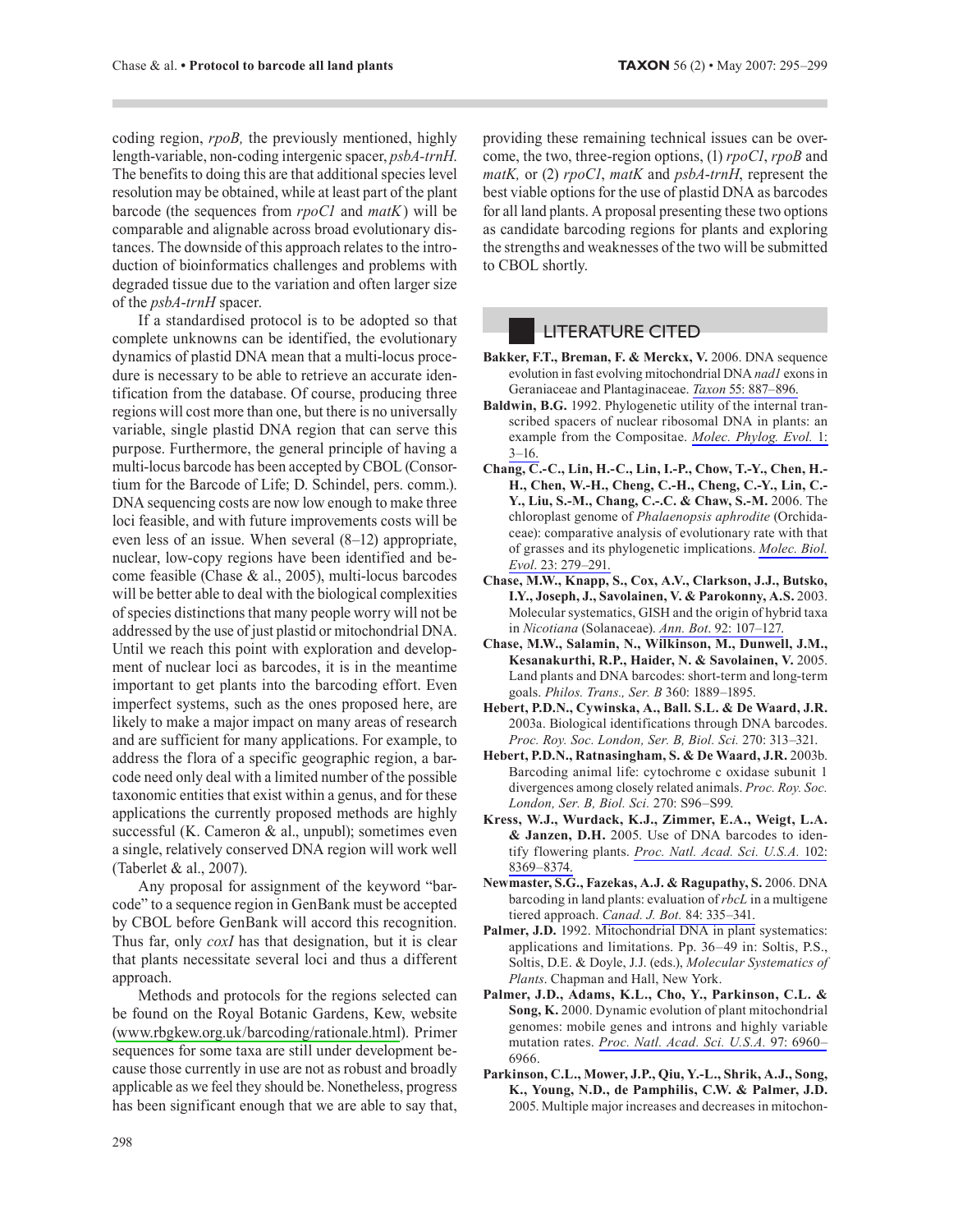coding region, *rpoB,* the previously mentioned, highly length-variable, non-coding intergenic spacer, *psbA-trnH.* The benefits to doing this are that additional species level resolution may be obtained, while at least part of the plant barcode (the sequences from *rpoC1* and *matK*) will be comparable and alignable across broad evolutionary distances. The downside of this approach relates to the introduction of bioinformatics challenges and problems with degraded tissue due to the variation and often larger size of the *psbA-trnH* spacer.

If a standardised protocol is to be adopted so that complete unknowns can be identified, the evolutionary dynamics of plastid DNA mean that a multi-locus procedure is necessary to be able to retrieve an accurate identification from the database. Of course, producing three regions will cost more than one, but there is no universally variable, single plastid DNA region that can serve this purpose. Furthermore, the general principle of having a multi-locus barcode has been accepted by CBOL (Consortium for the Barcode of Life; D. Schindel, pers. comm.). DNA sequencing costs are now low enough to make three loci feasible, and with future improvements costs will be even less of an issue. When several (8–12) appropriate, nuclear, low-copy regions have been identified and become feasible (Chase & al., 2005), multi-locus barcodes will be better able to deal with the biological complexities of species distinctions that many people worry will not be addressed by the use of just plastid or mitochondrial DNA. Until we reach this point with exploration and development of nuclear loci as barcodes, it is in the meantime important to get plants into the barcoding effort. Even imperfect systems, such as the ones proposed here, are likely to make a major impact on many areas of research and are sufficient for many applications. For example, to address the flora of a specific geographic region, a barcode need only deal with a limited number of the possible taxonomic entities that exist within a genus, and for these applications the currently proposed methods are highly successful (K. Cameron & al., unpubl); sometimes even a single, relatively conserved DNA region will work well (Taberlet & al., 2007).

Any proposal for assignment of the keyword "barcode" to a sequence region in GenBank must be accepted by CBOL before GenBank will accord this recognition. Thus far, only *coxI* has that designation, but it is clear that plants necessitate several loci and thus a different approach.

Methods and protocols for the regions selected can be found on the Royal Botanic Gardens, Kew, website (www.rbgkew.org.uk/barcoding/rationale.html). Primer sequences for some taxa are still under development because those currently in use are not as robust and broadly applicable as we feel they should be. Nonetheless, progress has been significant enough that we are able to say that, providing these remaining technical issues can be overcome, the two, three-region options, (1) *rpoC1*, *rpoB* and *matK,* or (2) *rpoC1*, *matK* and *psbA-trnH*, represent the best viable options for the use of plastid DNA as barcodes for all land plants. A proposal presenting these two options as candidate barcoding regions for plants and exploring the strengths and weaknesses of the two will be submitted to CBOL shortly.

## LITERATURE CITED

**Bakker, F.T., Breman, F. & Merckx, V.** 2006. DNA sequence evolution in fast evolving mitochondrial DNA *nad1* exons in Geraniaceae and Plantaginaceae. *Taxon* 55: 887–896.

**Baldwin, B.G.** 1992. Phylogenetic utility of the internal transcribed spacers of nuclear ribosomal DNA in plants: an example from the Compositae. *Molec. Phylog. Evol.* 1: 3–16.

**Chang, C.-C., Lin, H.-C., Lin, I.-P., Chow, T.-Y., Chen, H.-H., Chen, W.-H., Cheng, C.-H., Cheng, C.-Y., Lin, C.-Y., Liu, S.-M., Chang, C.-.C. & Chaw, S.-M.** 2006. The chloroplast genome of *Phalaenopsis aphrodite* (Orchidaceae): comparative analysis of evolutionary rate with that of grasses and its phylogenetic implications. *Molec. Biol. Evol*. 23: 279–291.

**Chase, M.W., Knapp, S., Cox, A.V., Clarkson, J.J., Butsko, I.Y., Joseph, J., Savolainen, V. & Parokonny, A.S.** 2003. Molecular systematics, GISH and the origin of hybrid taxa in *Nicotiana* (Solanaceae). *Ann. Bot*. 92: 107–127.

**Chase, M.W., Salamin, N., Wilkinson, M., Dunwell, J.M., Kesanakurthi, R.P., Haider, N. & Savolainen, V.** 2005. Land plants and DNA barcodes: short-term and long-term goals. *Philos. Trans., Ser. B* 360: 1889–1895.

**Hebert, P.D.N., Cywinska, A., Ball. S.L. & De Waard, J.R.** 2003a. Biological identifications through DNA barcodes. *Proc. Roy. Soc. London, Ser. B, Biol. Sci.* 270: 313–321.

**Hebert, P.D.N., Ratnasingham, S. & De Waard, J.R.** 2003b. Barcoding animal life: cytochrome c oxidase subunit 1 divergences among closely related animals. *Proc. Roy. Soc. London, Ser. B, Biol. Sci.* 270: S96–S99.

**Kress, W.J., Wurdack, K.J., Zimmer, E.A., Weigt, L.A. & Janzen, D.H.** 2005. Use of DNA barcodes to identify flowering plants. *Proc. Natl. Acad. Sci. U.S.A.* 102: 8369–8374.

**Newmaster, S.G., Fazekas, A.J. & Ragupathy, S.** 2006. DNA barcoding in land plants: evaluation of *rbcL* in a multigene tiered approach. *Canad. J. Bot.* 84: 335–341.

**Palmer, J.D.** 1992. Mitochondrial DNA in plant systematics: applications and limitations. Pp. 36–49 in: Soltis, P.S., Soltis, D.E. & Doyle, J.J. (eds.), *Molecular Systematics of Plants*. Chapman and Hall, New York.

**Palmer, J.D., Adams, K.L., Cho, Y., Parkinson, C.L. & Song, K.** 2000. Dynamic evolution of plant mitochondrial genomes: mobile genes and introns and highly variable mutation rates. *Proc. Natl. Acad. Sci. U.S.A.* 97: 6960–6966.

**Parkinson, C.L., Mower, J.P., Qiu, Y.-L., Shrik, A.J., Song, K., Young, N.D., de Pamphilis, C.W. & Palmer, J.D.** 2005. Multiple major increases and decreases in mitochon-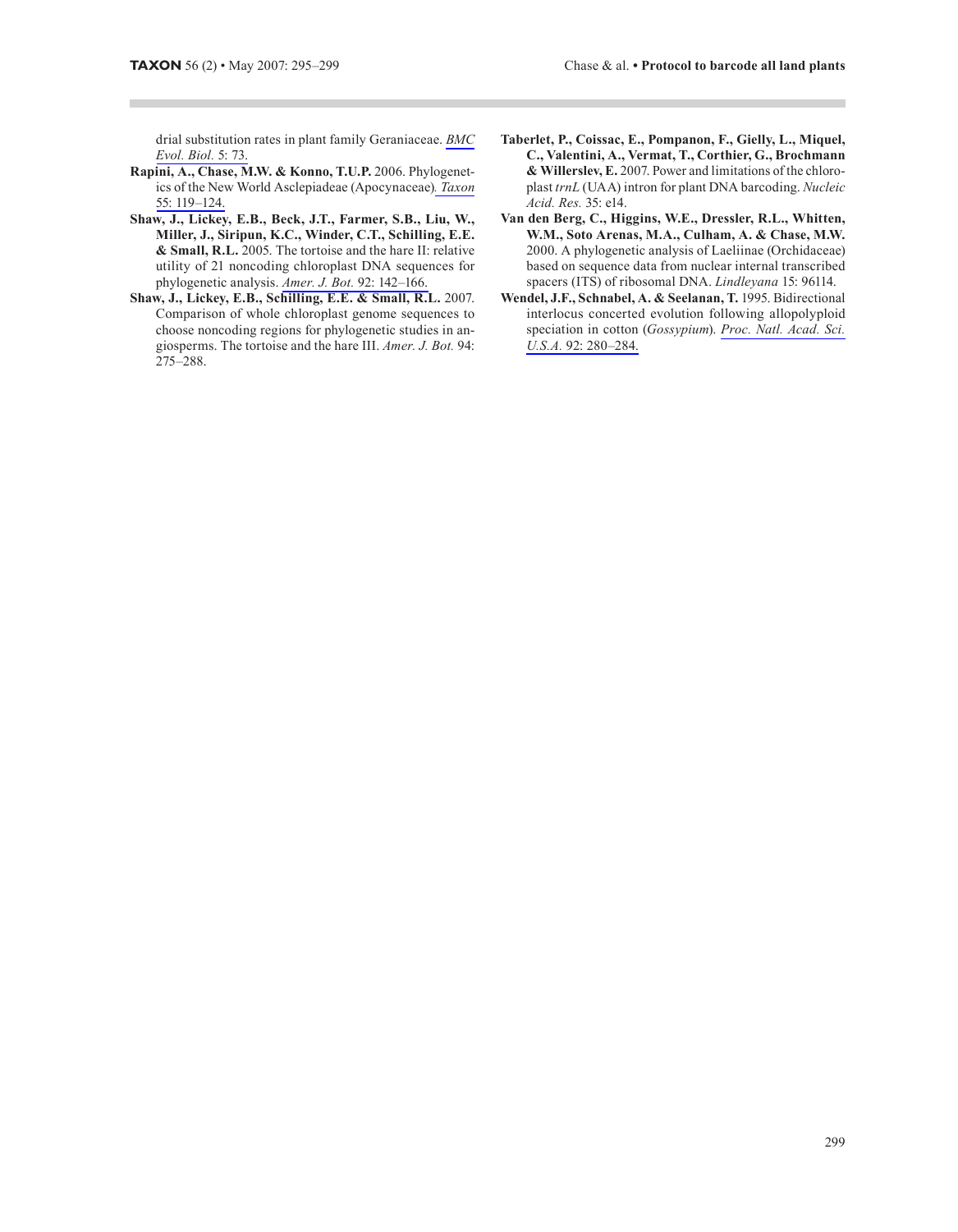drial substitution rates in plant family Geraniaceae. *BMC Evol. Biol.* 5: 73.

**Rapini, A., Chase, M.W. & Konno, T.U.P.** 2006. Phylogenetics of the New World Asclepiadeae (Apocynaceae). *Taxon* 55: 119–124.

**Shaw, J., Lickey, E.B., Beck, J.T., Farmer, S.B., Liu, W., Miller, J., Siripun, K.C., Winder, C.T., Schilling, E.E. & Small, R.L.** 2005. The tortoise and the hare II: relative utility of 21 noncoding chloroplast DNA sequences for phylogenetic analysis. *Amer. J. Bot.* 92: 142–166.

**Shaw, J., Lickey, E.B., Schilling, E.E. & Small, R.L.** 2007. Comparison of whole chloroplast genome sequences to choose noncoding regions for phylogenetic studies in angiosperms. The tortoise and the hare III. *Amer. J. Bot.* 94: 275–288.

**Taberlet, P., Coissac, E., Pompanon, F., Gielly, L., Miquel, C., Valentini, A., Vermat, T., Corthier, G., Brochmann & Willerslev, E.** 2007. Power and limitations of the chloroplast *trnL* (UAA) intron for plant DNA barcoding. *Nucleic Acid. Res.* 35: e14.

**Van den Berg, C., Higgins, W.E., Dressler, R.L., Whitten, W.M., Soto Arenas, M.A., Culham, A. & Chase, M.W.** 2000. A phylogenetic analysis of Laeliinae (Orchidaceae) based on sequence data from nuclear internal transcribed spacers (ITS) of ribosomal DNA. *Lindleyana* 15: 96114.

**Wendel, J.F., Schnabel, A. & Seelanan, T.** 1995. Bidirectional interlocus concerted evolution following allopolyploid speciation in cotton (*Gossypium*). *Proc. Natl. Acad. Sci. U.S.A.* 92: 280–284.